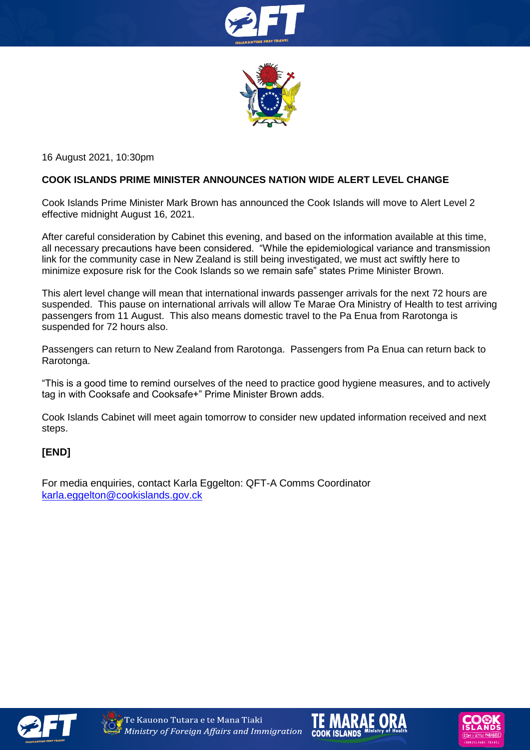16 August 2021, 10:30pm

**COOK ISLANDS PRIME MINISTER ANNOUNCES NATION WIDE ALERT LEVEL CHANGE**

Cook Islands Prime Minister Mark Brown has announced the Cook Islands will move to Alert Level 2 effective midnight August 16, 2021.

After careful consideration by Cabinet this evening, and based on the information available at this time, all necessary precautions have been considered. "While the epidemiological variance and transmission link for the community case in New Zealand is still being investigated, we must act swiftly here to minimize exposure risk for the Cook Islands so we remain safe" states Prime Minister Brown.

This alert level change will mean that international inwards passenger arrivals for the next 72 hours are suspended. This pause on international arrivals will allow Te Marae Ora Ministry of Health to test arriving passengers from 11 August. This also means domestic travel to the Pa Enua from Rarotonga is suspended for 72 hours also.

Passengers can return to New Zealand from Rarotonga. Passengers from Pa Enua can return back to Rarotonga.

"This is a good time to remind ourselves of the need to practice good hygiene measures, and to actively tag in with Cooksafe and Cooksafe+" Prime Minister Brown adds.

Cook Islands Cabinet will meet again tomorrow to consider new updated information received and next steps.

**[END]**

For media enquiries, contact Karla Eggelton: QFT-A Comms Coordinator
karla.eggelton@cookislands.gov.ck